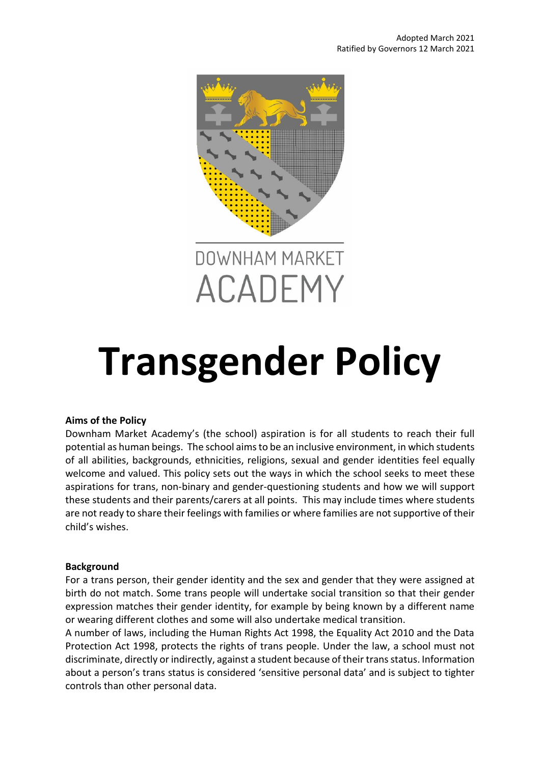Adopted March 2021
Ratified by Governors 12 March 2021

DOWNHAM MARKET
ACADEMY

# Transgender Policy

**Aims of the Policy**

Downham Market Academy's (the school) aspiration is for all students to reach their full potential as human beings. The school aims to be an inclusive environment, in which students of all abilities, backgrounds, ethnicities, religions, sexual and gender identities feel equally welcome and valued. This policy sets out the ways in which the school seeks to meet these aspirations for trans, non-binary and gender-questioning students and how we will support these students and their parents/carers at all points. This may include times where students are not ready to share their feelings with families or where families are not supportive of their child's wishes.

**Background**

For a trans person, their gender identity and the sex and gender that they were assigned at birth do not match. Some trans people will undertake social transition so that their gender expression matches their gender identity, for example by being known by a different name or wearing different clothes and some will also undertake medical transition.

A number of laws, including the Human Rights Act 1998, the Equality Act 2010 and the Data Protection Act 1998, protects the rights of trans people. Under the law, a school must not discriminate, directly or indirectly, against a student because of their trans status. Information about a person's trans status is considered 'sensitive personal data' and is subject to tighter controls than other personal data.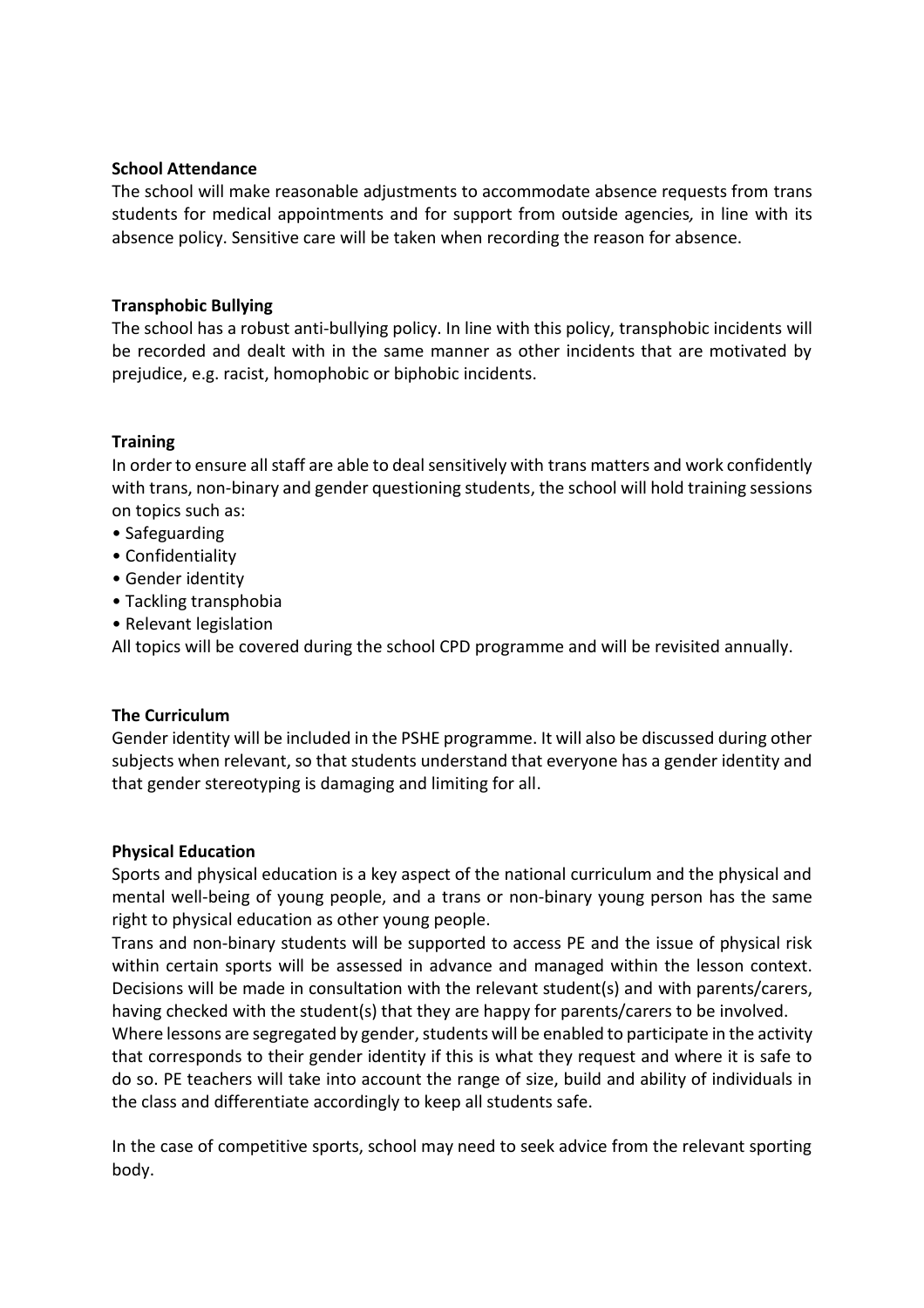**School Attendance**

The school will make reasonable adjustments to accommodate absence requests from trans students for medical appointments and for support from outside agencies, in line with its absence policy. Sensitive care will be taken when recording the reason for absence.

**Transphobic Bullying**

The school has a robust anti-bullying policy. In line with this policy, transphobic incidents will be recorded and dealt with in the same manner as other incidents that are motivated by prejudice, e.g. racist, homophobic or biphobic incidents.

**Training**

In order to ensure all staff are able to deal sensitively with trans matters and work confidently with trans, non-binary and gender questioning students, the school will hold training sessions on topics such as:

- Safeguarding
- Confidentiality
- Gender identity
- Tackling transphobia
- Relevant legislation

All topics will be covered during the school CPD programme and will be revisited annually.

**The Curriculum**

Gender identity will be included in the PSHE programme. It will also be discussed during other subjects when relevant, so that students understand that everyone has a gender identity and that gender stereotyping is damaging and limiting for all.

**Physical Education**

Sports and physical education is a key aspect of the national curriculum and the physical and mental well-being of young people, and a trans or non-binary young person has the same right to physical education as other young people.

Trans and non-binary students will be supported to access PE and the issue of physical risk within certain sports will be assessed in advance and managed within the lesson context. Decisions will be made in consultation with the relevant student(s) and with parents/carers, having checked with the student(s) that they are happy for parents/carers to be involved.

Where lessons are segregated by gender, students will be enabled to participate in the activity that corresponds to their gender identity if this is what they request and where it is safe to do so. PE teachers will take into account the range of size, build and ability of individuals in the class and differentiate accordingly to keep all students safe.

In the case of competitive sports, school may need to seek advice from the relevant sporting body.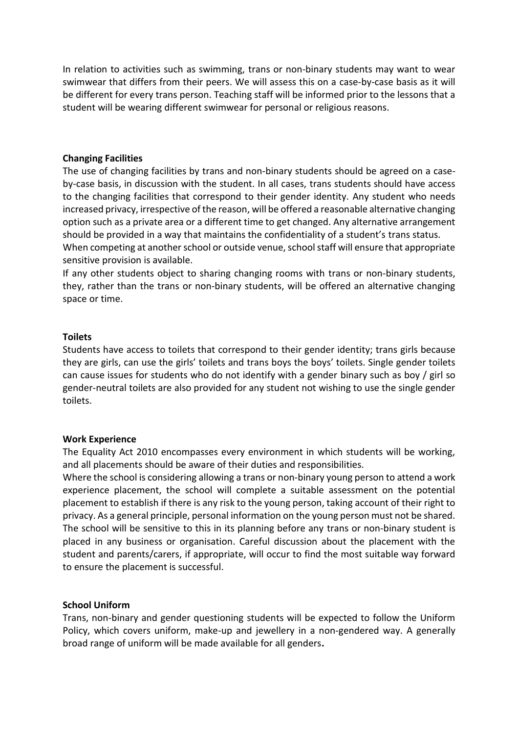In relation to activities such as swimming, trans or non-binary students may want to wear swimwear that differs from their peers. We will assess this on a case-by-case basis as it will be different for every trans person. Teaching staff will be informed prior to the lessons that a student will be wearing different swimwear for personal or religious reasons.

**Changing Facilities**

The use of changing facilities by trans and non-binary students should be agreed on a case-by-case basis, in discussion with the student. In all cases, trans students should have access to the changing facilities that correspond to their gender identity. Any student who needs increased privacy, irrespective of the reason, will be offered a reasonable alternative changing option such as a private area or a different time to get changed. Any alternative arrangement should be provided in a way that maintains the confidentiality of a student's trans status.

When competing at another school or outside venue, school staff will ensure that appropriate sensitive provision is available.

If any other students object to sharing changing rooms with trans or non-binary students, they, rather than the trans or non-binary students, will be offered an alternative changing space or time.

**Toilets**

Students have access to toilets that correspond to their gender identity; trans girls because they are girls, can use the girls' toilets and trans boys the boys' toilets. Single gender toilets can cause issues for students who do not identify with a gender binary such as boy / girl so gender-neutral toilets are also provided for any student not wishing to use the single gender toilets.

**Work Experience**

The Equality Act 2010 encompasses every environment in which students will be working, and all placements should be aware of their duties and responsibilities.

Where the school is considering allowing a trans or non-binary young person to attend a work experience placement, the school will complete a suitable assessment on the potential placement to establish if there is any risk to the young person, taking account of their right to privacy. As a general principle, personal information on the young person must not be shared. The school will be sensitive to this in its planning before any trans or non-binary student is placed in any business or organisation. Careful discussion about the placement with the student and parents/carers, if appropriate, will occur to find the most suitable way forward to ensure the placement is successful.

**School Uniform**

Trans, non-binary and gender questioning students will be expected to follow the Uniform Policy, which covers uniform, make-up and jewellery in a non-gendered way. A generally broad range of uniform will be made available for all genders**.**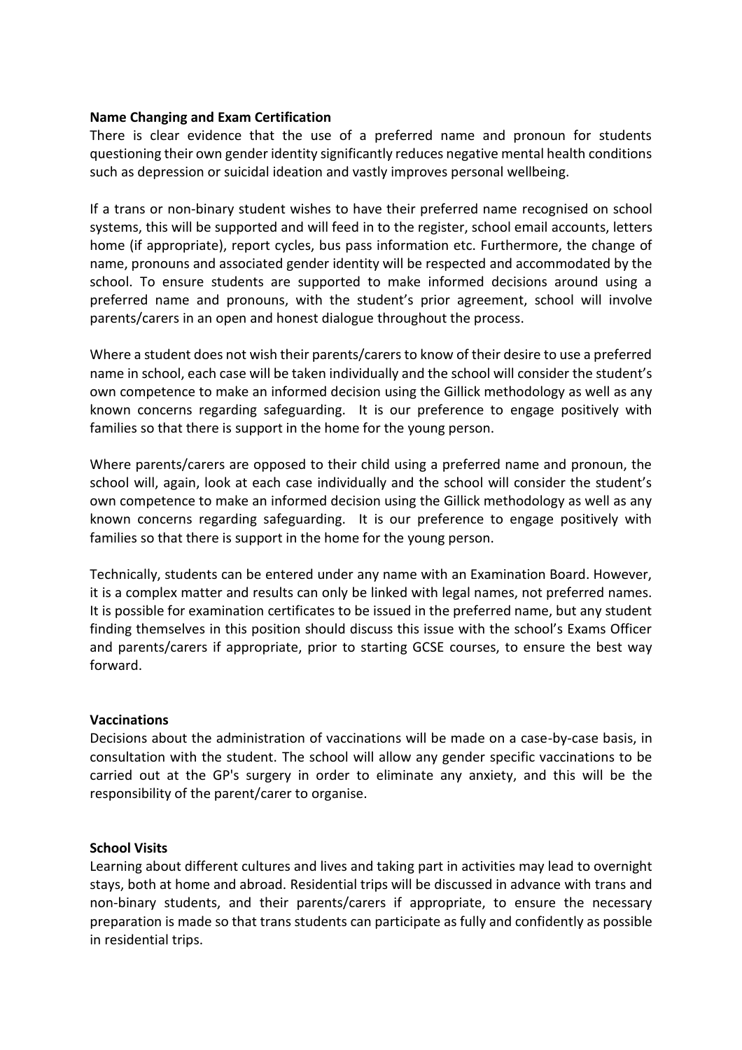**Name Changing and Exam Certification**

There is clear evidence that the use of a preferred name and pronoun for students questioning their own gender identity significantly reduces negative mental health conditions such as depression or suicidal ideation and vastly improves personal wellbeing.

If a trans or non-binary student wishes to have their preferred name recognised on school systems, this will be supported and will feed in to the register, school email accounts, letters home (if appropriate), report cycles, bus pass information etc. Furthermore, the change of name, pronouns and associated gender identity will be respected and accommodated by the school. To ensure students are supported to make informed decisions around using a preferred name and pronouns, with the student's prior agreement, school will involve parents/carers in an open and honest dialogue throughout the process.

Where a student does not wish their parents/carers to know of their desire to use a preferred name in school, each case will be taken individually and the school will consider the student's own competence to make an informed decision using the Gillick methodology as well as any known concerns regarding safeguarding. It is our preference to engage positively with families so that there is support in the home for the young person.

Where parents/carers are opposed to their child using a preferred name and pronoun, the school will, again, look at each case individually and the school will consider the student's own competence to make an informed decision using the Gillick methodology as well as any known concerns regarding safeguarding. It is our preference to engage positively with families so that there is support in the home for the young person.

Technically, students can be entered under any name with an Examination Board. However, it is a complex matter and results can only be linked with legal names, not preferred names. It is possible for examination certificates to be issued in the preferred name, but any student finding themselves in this position should discuss this issue with the school's Exams Officer and parents/carers if appropriate, prior to starting GCSE courses, to ensure the best way forward.

**Vaccinations**

Decisions about the administration of vaccinations will be made on a case-by-case basis, in consultation with the student. The school will allow any gender specific vaccinations to be carried out at the GP's surgery in order to eliminate any anxiety, and this will be the responsibility of the parent/carer to organise.

**School Visits**

Learning about different cultures and lives and taking part in activities may lead to overnight stays, both at home and abroad. Residential trips will be discussed in advance with trans and non-binary students, and their parents/carers if appropriate, to ensure the necessary preparation is made so that trans students can participate as fully and confidently as possible in residential trips.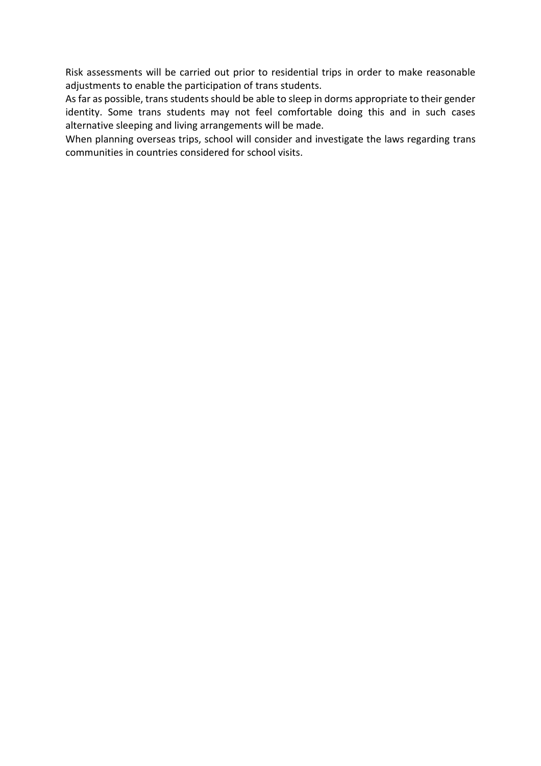Risk assessments will be carried out prior to residential trips in order to make reasonable adjustments to enable the participation of trans students.

As far as possible, trans students should be able to sleep in dorms appropriate to their gender identity. Some trans students may not feel comfortable doing this and in such cases alternative sleeping and living arrangements will be made.

When planning overseas trips, school will consider and investigate the laws regarding trans communities in countries considered for school visits.